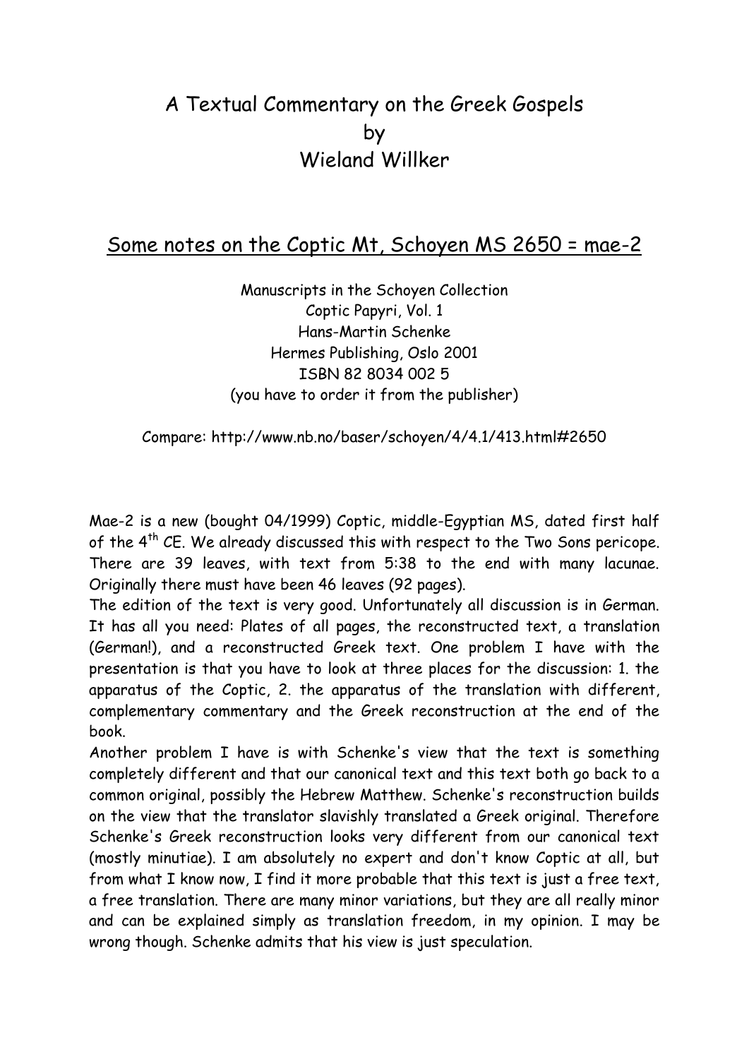# A Textual Commentary on the Greek Gospels
# by
# Wieland Willker

## Some notes on the Coptic Mt, Schoyen MS 2650 = mae-2

Manuscripts in the Schoyen Collection
Coptic Papyri, Vol. 1
Hans-Martin Schenke
Hermes Publishing, Oslo 2001
ISBN 82 8034 002 5
(you have to order it from the publisher)

Compare: http://www.nb.no/baser/schoyen/4/4.1/413.html#2650

Mae-2 is a new (bought 04/1999) Coptic, middle-Egyptian MS, dated first half of the 4th CE. We already discussed this with respect to the Two Sons pericope. There are 39 leaves, with text from 5:38 to the end with many lacunae. Originally there must have been 46 leaves (92 pages).
The edition of the text is very good. Unfortunately all discussion is in German. It has all you need: Plates of all pages, the reconstructed text, a translation (German!), and a reconstructed Greek text. One problem I have with the presentation is that you have to look at three places for the discussion: 1. the apparatus of the Coptic, 2. the apparatus of the translation with different, complementary commentary and the Greek reconstruction at the end of the book.
Another problem I have is with Schenke's view that the text is something completely different and that our canonical text and this text both go back to a common original, possibly the Hebrew Matthew. Schenke's reconstruction builds on the view that the translator slavishly translated a Greek original. Therefore Schenke's Greek reconstruction looks very different from our canonical text (mostly minutiae). I am absolutely no expert and don't know Coptic at all, but from what I know now, I find it more probable that this text is just a free text, a free translation. There are many minor variations, but they are all really minor and can be explained simply as translation freedom, in my opinion. I may be wrong though. Schenke admits that his view is just speculation.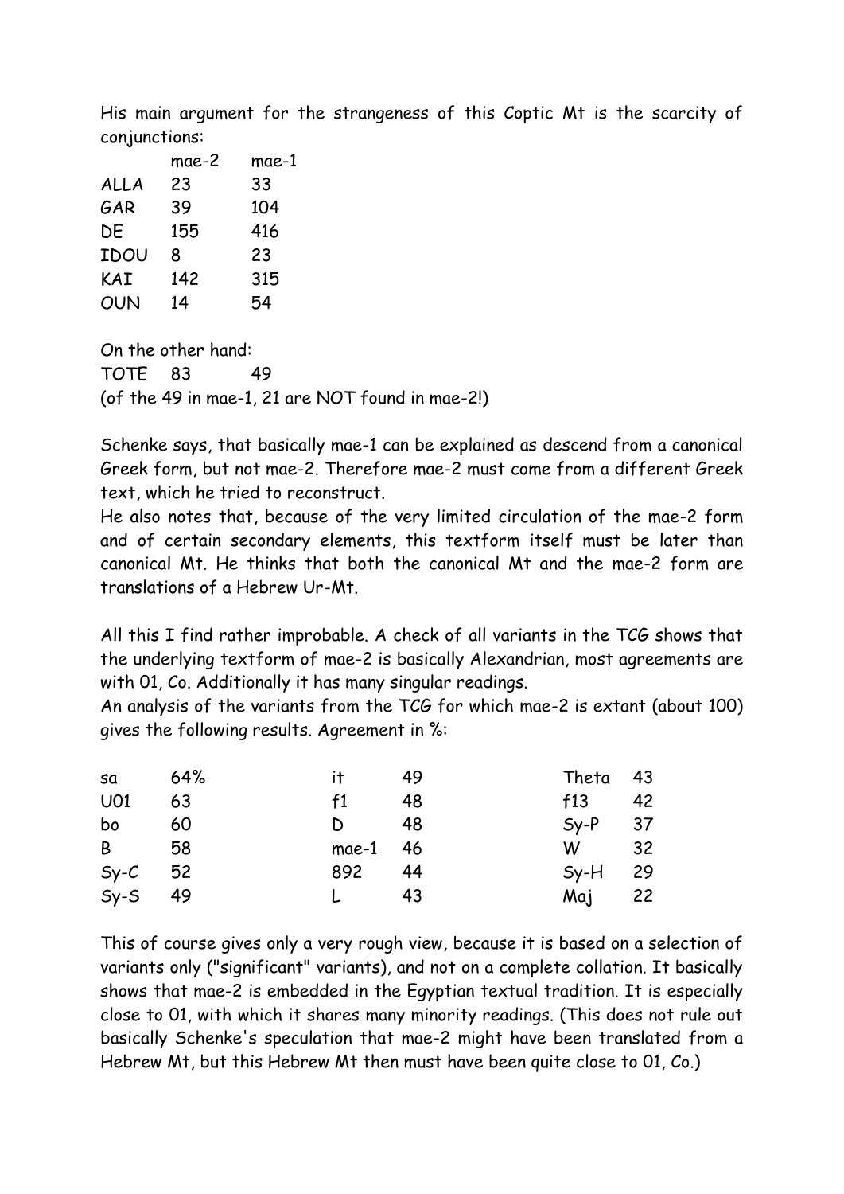His main argument for the strangeness of this Coptic Mt is the scarcity of conjunctions:

| | mae-2 | mae-1 |
|---|---|---|
| ALLA | 23 | 33 |
| GAR | 39 | 104 |
| DE | 155 | 416 |
| IDOU | 8 | 23 |
| KAI | 142 | 315 |
| OUN | 14 | 54 |

On the other hand:

| | | |
|---|---|---|
| TOTE | 83 | 49 |

(of the 49 in mae-1, 21 are NOT found in mae-2!)

Schenke says, that basically mae-1 can be explained as descend from a canonical Greek form, but not mae-2. Therefore mae-2 must come from a different Greek text, which he tried to reconstruct.
He also notes that, because of the very limited circulation of the mae-2 form and of certain secondary elements, this textform itself must be later than canonical Mt. He thinks that both the canonical Mt and the mae-2 form are translations of a Hebrew Ur-Mt.

All this I find rather improbable. A check of all variants in the TCG shows that the underlying textform of mae-2 is basically Alexandrian, most agreements are with 01, Co. Additionally it has many singular readings.
An analysis of the variants from the TCG for which mae-2 is extant (about 100) gives the following results. Agreement in %:

| | | | | | |
|---|---|---|---|---|---|
| sa | 64% | it | 49 | Theta | 43 |
| U01 | 63 | f1 | 48 | f13 | 42 |
| bo | 60 | D | 48 | Sy-P | 37 |
| B | 58 | mae-1 | 46 | W | 32 |
| Sy-C | 52 | 892 | 44 | Sy-H | 29 |
| Sy-S | 49 | L | 43 | Maj | 22 |

This of course gives only a very rough view, because it is based on a selection of variants only ("significant" variants), and not on a complete collation. It basically shows that mae-2 is embedded in the Egyptian textual tradition. It is especially close to 01, with which it shares many minority readings. (This does not rule out basically Schenke's speculation that mae-2 might have been translated from a Hebrew Mt, but this Hebrew Mt then must have been quite close to 01, Co.)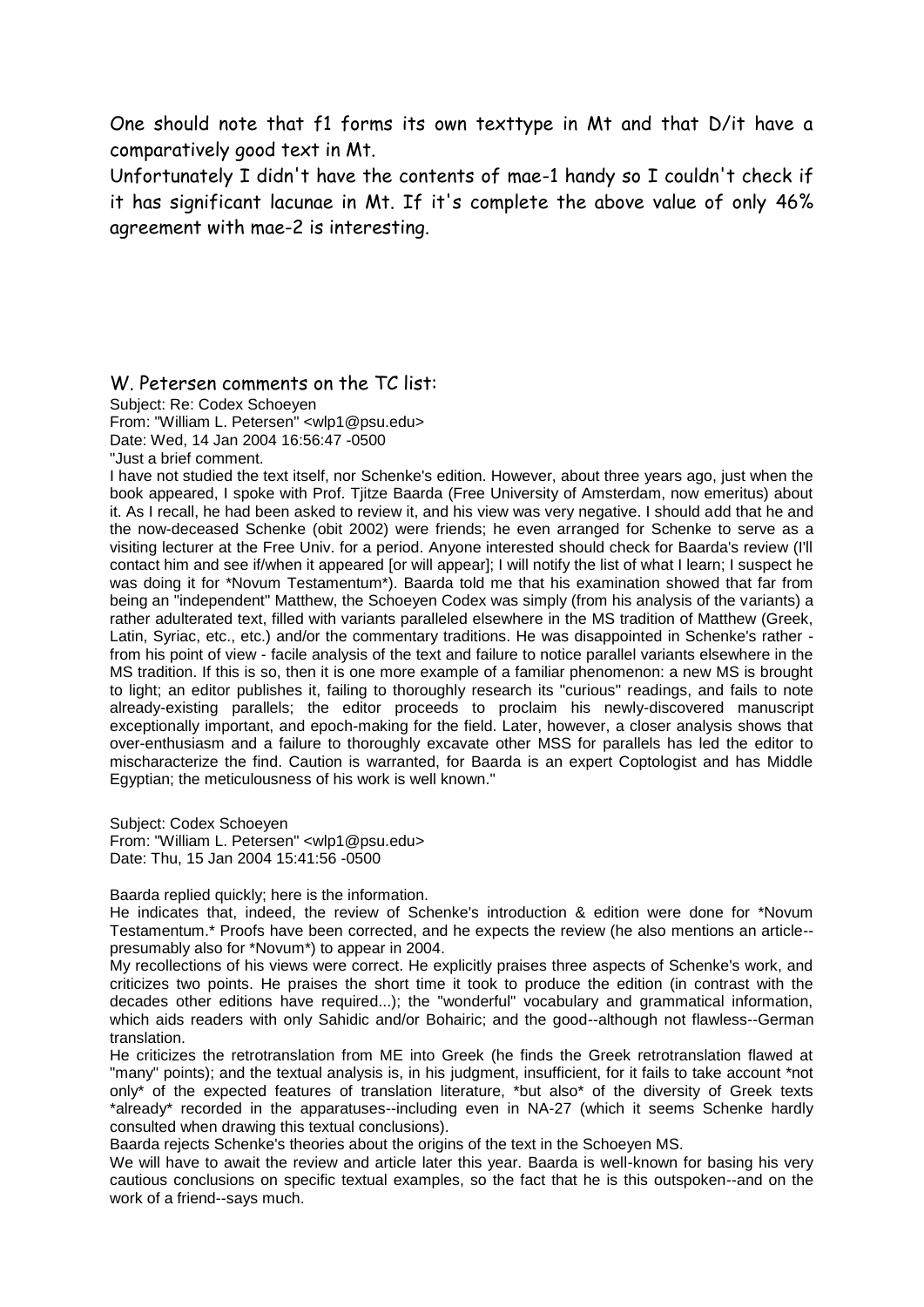One should note that f1 forms its own texttype in Mt and that D/it have a comparatively good text in Mt.

Unfortunately I didn't have the contents of mae-1 handy so I couldn't check if it has significant lacunae in Mt. If it's complete the above value of only 46% agreement with mae-2 is interesting.

## W. Petersen comments on the TC list:

Subject: Re: Codex Schoeyen
From: "William L. Petersen" <wlp1@psu.edu>
Date: Wed, 14 Jan 2004 16:56:47 -0500

"Just a brief comment.

I have not studied the text itself, nor Schenke's edition. However, about three years ago, just when the book appeared, I spoke with Prof. Tjitze Baarda (Free University of Amsterdam, now emeritus) about it. As I recall, he had been asked to review it, and his view was very negative. I should add that he and the now-deceased Schenke (obit 2002) were friends; he even arranged for Schenke to serve as a visiting lecturer at the Free Univ. for a period. Anyone interested should check for Baarda's review (I'll contact him and see if/when it appeared [or will appear]; I will notify the list of what I learn; I suspect he was doing it for *Novum Testamentum*). Baarda told me that his examination showed that far from being an "independent" Matthew, the Schoeyen Codex was simply (from his analysis of the variants) a rather adulterated text, filled with variants paralleled elsewhere in the MS tradition of Matthew (Greek, Latin, Syriac, etc., etc.) and/or the commentary traditions. He was disappointed in Schenke's rather - from his point of view - facile analysis of the text and failure to notice parallel variants elsewhere in the MS tradition. If this is so, then it is one more example of a familiar phenomenon: a new MS is brought to light; an editor publishes it, failing to thoroughly research its "curious" readings, and fails to note already-existing parallels; the editor proceeds to proclaim his newly-discovered manuscript exceptionally important, and epoch-making for the field. Later, however, a closer analysis shows that over-enthusiasm and a failure to thoroughly excavate other MSS for parallels has led the editor to mischaracterize the find. Caution is warranted, for Baarda is an expert Coptologist and has Middle Egyptian; the meticulousness of his work is well known."

Subject: Codex Schoeyen
From: "William L. Petersen" <wlp1@psu.edu>
Date: Thu, 15 Jan 2004 15:41:56 -0500

Baarda replied quickly; here is the information.

He indicates that, indeed, the review of Schenke's introduction & edition were done for *Novum Testamentum.* Proofs have been corrected, and he expects the review (he also mentions an article--presumably also for *Novum*) to appear in 2004.

My recollections of his views were correct. He explicitly praises three aspects of Schenke's work, and criticizes two points. He praises the short time it took to produce the edition (in contrast with the decades other editions have required...); the "wonderful" vocabulary and grammatical information, which aids readers with only Sahidic and/or Bohairic; and the good--although not flawless--German translation.

He criticizes the retrotranslation from ME into Greek (he finds the Greek retrotranslation flawed at "many" points); and the textual analysis is, in his judgment, insufficient, for it fails to take account *not only* of the expected features of translation literature, *but also* of the diversity of Greek texts *already* recorded in the apparatuses--including even in NA-27 (which it seems Schenke hardly consulted when drawing this textual conclusions).

Baarda rejects Schenke's theories about the origins of the text in the Schoeyen MS.

We will have to await the review and article later this year. Baarda is well-known for basing his very cautious conclusions on specific textual examples, so the fact that he is this outspoken--and on the work of a friend--says much.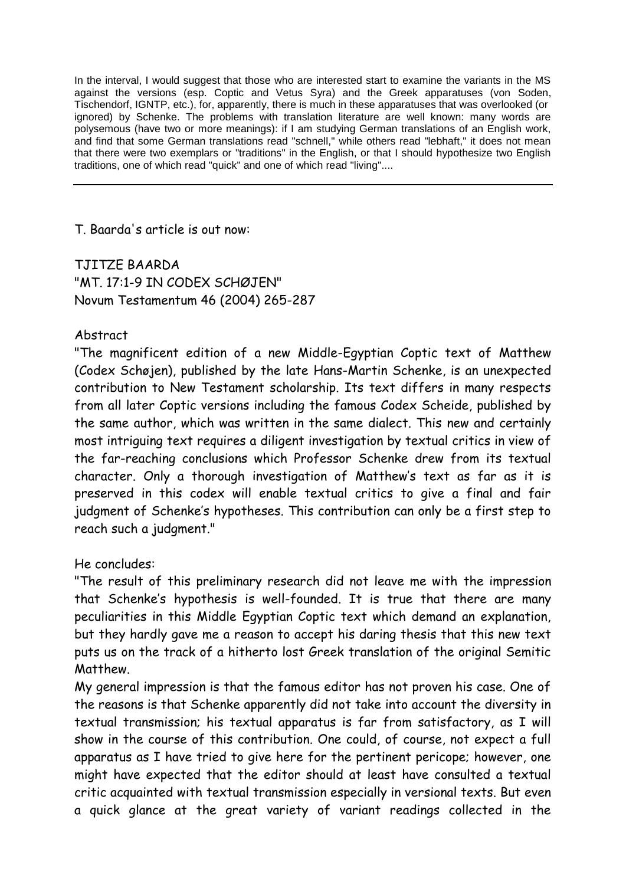In the interval, I would suggest that those who are interested start to examine the variants in the MS against the versions (esp. Coptic and Vetus Syra) and the Greek apparatuses (von Soden, Tischendorf, IGNTP, etc.), for, apparently, there is much in these apparatuses that was overlooked (or ignored) by Schenke. The problems with translation literature are well known: many words are polysemous (have two or more meanings): if I am studying German translations of an English work, and find that some German translations read "schnell," while others read "lebhaft," it does not mean that there were two exemplars or "traditions" in the English, or that I should hypothesize two English traditions, one of which read "quick" and one of which read "living"....

---

T. Baarda's article is out now:

TJITZE BAARDA
"MT. 17:1-9 IN CODEX SCHØJEN"
Novum Testamentum 46 (2004) 265-287

Abstract

"The magnificent edition of a new Middle-Egyptian Coptic text of Matthew (Codex Schøjen), published by the late Hans-Martin Schenke, is an unexpected contribution to New Testament scholarship. Its text differs in many respects from all later Coptic versions including the famous Codex Scheide, published by the same author, which was written in the same dialect. This new and certainly most intriguing text requires a diligent investigation by textual critics in view of the far-reaching conclusions which Professor Schenke drew from its textual character. Only a thorough investigation of Matthew's text as far as it is preserved in this codex will enable textual critics to give a final and fair judgment of Schenke's hypotheses. This contribution can only be a first step to reach such a judgment."

He concludes:

"The result of this preliminary research did not leave me with the impression that Schenke's hypothesis is well-founded. It is true that there are many peculiarities in this Middle Egyptian Coptic text which demand an explanation, but they hardly gave me a reason to accept his daring thesis that this new text puts us on the track of a hitherto lost Greek translation of the original Semitic Matthew.
My general impression is that the famous editor has not proven his case. One of the reasons is that Schenke apparently did not take into account the diversity in textual transmission; his textual apparatus is far from satisfactory, as I will show in the course of this contribution. One could, of course, not expect a full apparatus as I have tried to give here for the pertinent pericope; however, one might have expected that the editor should at least have consulted a textual critic acquainted with textual transmission especially in versional texts. But even a quick glance at the great variety of variant readings collected in the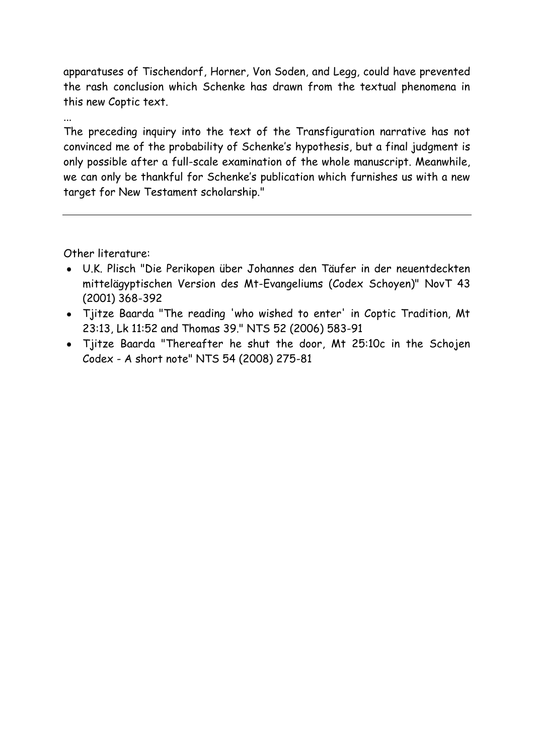apparatuses of Tischendorf, Horner, Von Soden, and Legg, could have prevented the rash conclusion which Schenke has drawn from the textual phenomena in this new Coptic text.

...

The preceding inquiry into the text of the Transfiguration narrative has not convinced me of the probability of Schenke's hypothesis, but a final judgment is only possible after a full-scale examination of the whole manuscript. Meanwhile, we can only be thankful for Schenke's publication which furnishes us with a new target for New Testament scholarship."

---

Other literature:

- U.K. Plisch "Die Perikopen über Johannes den Täufer in der neuentdeckten mittelägyptischen Version des Mt-Evangeliums (Codex Schoyen)" NovT 43 (2001) 368-392
- Tjitze Baarda "The reading 'who wished to enter' in Coptic Tradition, Mt 23:13, Lk 11:52 and Thomas 39." NTS 52 (2006) 583-91
- Tjitze Baarda "Thereafter he shut the door, Mt 25:10c in the Schojen Codex - A short note" NTS 54 (2008) 275-81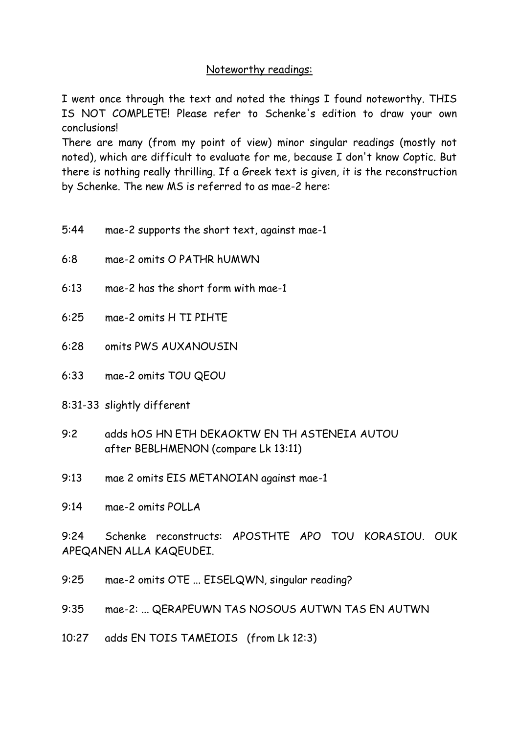## Noteworthy readings:

I went once through the text and noted the things I found noteworthy. THIS IS NOT COMPLETE! Please refer to Schenke's edition to draw your own conclusions!

There are many (from my point of view) minor singular readings (mostly not noted), which are difficult to evaluate for me, because I don't know Coptic. But there is nothing really thrilling. If a Greek text is given, it is the reconstruction by Schenke. The new MS is referred to as mae-2 here:

5:44 mae-2 supports the short text, against mae-1

6:8 mae-2 omits O PATHR hUMWN

6:13 mae-2 has the short form with mae-1

6:25 mae-2 omits H TI PIHTE

6:28 omits PWS AUXANOUSIN

6:33 mae-2 omits TOU QEOU

8:31-33 slightly different

9:2 adds hOS HN ETH DEKAOKTW EN TH ASTENEIA AUTOU after BEBLHMENON (compare Lk 13:11)

9:13 mae 2 omits EIS METANOIAN against mae-1

9:14 mae-2 omits POLLA

9:24 Schenke reconstructs: APOSTHTE APO TOU KORASIOU. OUK APEQANEN ALLA KAQEUDEI.

9:25 mae-2 omits OTE ... EISELQWN, singular reading?

9:35 mae-2: ... QERAPEUWN TAS NOSOUS AUTWN TAS EN AUTWN

10:27 adds EN TOIS TAMEIOIS (from Lk 12:3)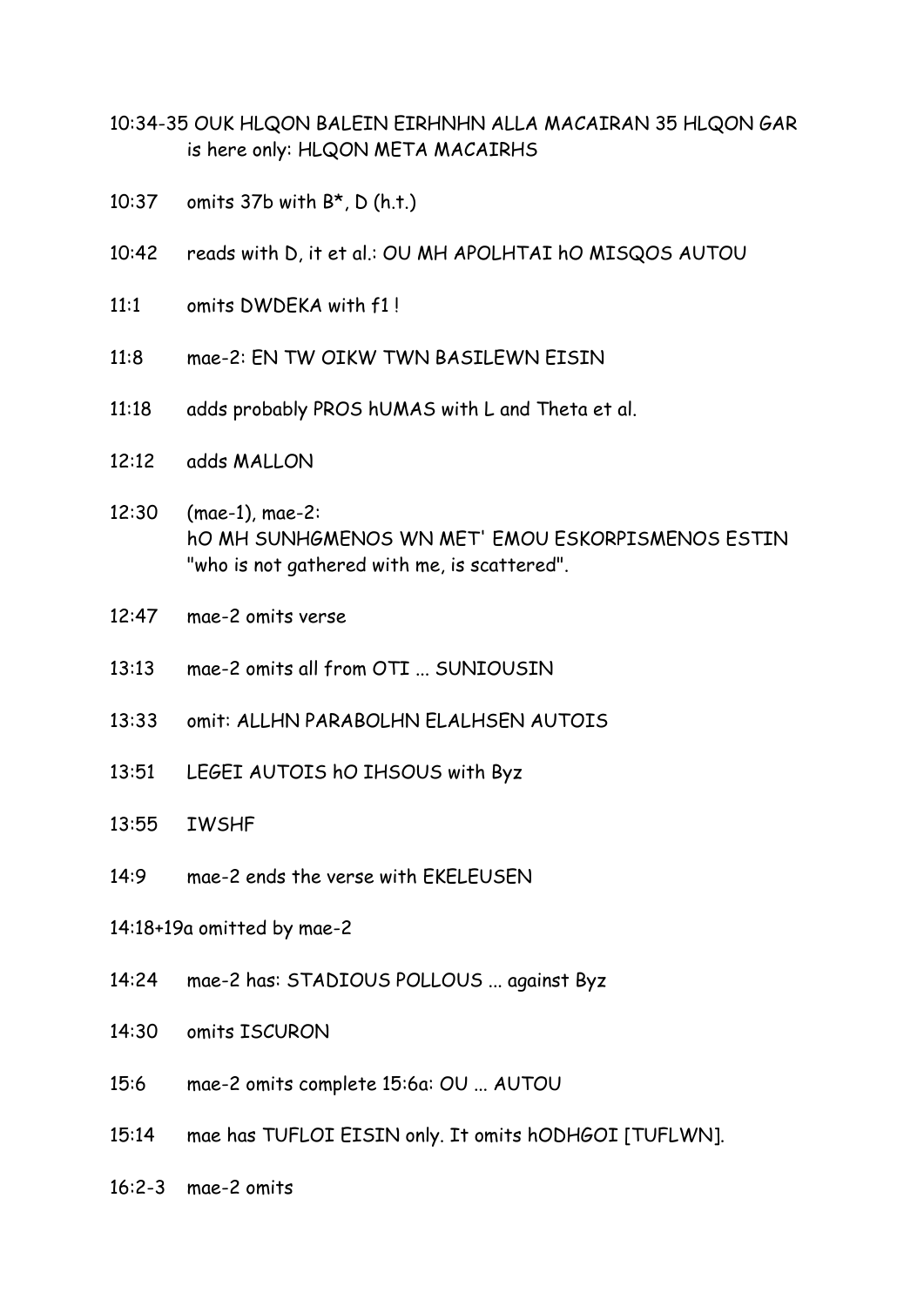10:34-35 OUK HLQON BALEIN EIRHNHN ALLA MACAIRAN 35 HLQON GAR is here only: HLQON META MACAIRHS

10:37 omits 37b with B*, D (h.t.)

10:42 reads with D, it et al.: OU MH APOLHTAI hO MISQOS AUTOU

11:1 omits DWDEKA with f1 !

11:8 mae-2: EN TW OIKW TWN BASILEWN EISIN

11:18 adds probably PROS hUMAS with L and Theta et al.

12:12 adds MALLON

12:30 (mae-1), mae-2:
hO MH SUNHGMENOS WN MET' EMOU ESKORPISMENOS ESTIN
"who is not gathered with me, is scattered".

12:47 mae-2 omits verse

13:13 mae-2 omits all from OTI ... SUNIOUSIN

13:33 omit: ALLHN PARABOLHN ELALHSEN AUTOIS

13:51 LEGEI AUTOIS hO IHSOUS with Byz

13:55 IWSHF

14:9 mae-2 ends the verse with EKELEUSEN

14:18+19a omitted by mae-2

14:24 mae-2 has: STADIOUS POLLOUS ... against Byz

14:30 omits ISCURON

15:6 mae-2 omits complete 15:6a: OU ... AUTOU

15:14 mae has TUFLOI EISIN only. It omits hODHGOI [TUFLWN].

16:2-3 mae-2 omits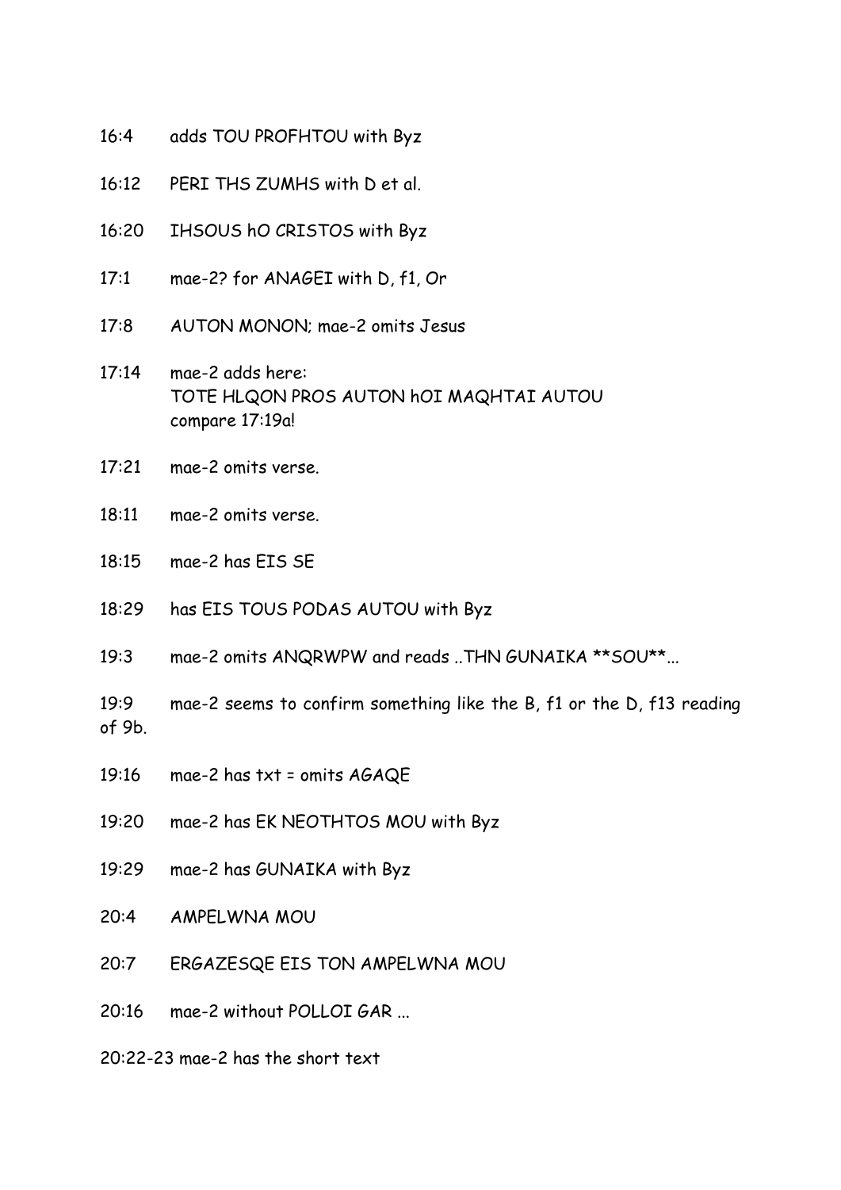16:4 adds TOU PROFHTOU with Byz

16:12 PERI THS ZUMHS with D et al.

16:20 IHSOUS hO CRISTOS with Byz

17:1 mae-2? for ANAGEI with D, f1, Or

17:8 AUTON MONON; mae-2 omits Jesus

17:14 mae-2 adds here:
TOTE HLQON PROS AUTON hOI MAQHTAI AUTOU
compare 17:19a!

17:21 mae-2 omits verse.

18:11 mae-2 omits verse.

18:15 mae-2 has EIS SE

18:29 has EIS TOUS PODAS AUTOU with Byz

19:3 mae-2 omits ANQRWPW and reads ..THN GUNAIKA **SOU**...

19:9 mae-2 seems to confirm something like the B, f1 or the D, f13 reading of 9b.

19:16 mae-2 has txt = omits AGAQE

19:20 mae-2 has EK NEOTHTOS MOU with Byz

19:29 mae-2 has GUNAIKA with Byz

20:4 AMPELWNA MOU

20:7 ERGAZESQE EIS TON AMPELWNA MOU

20:16 mae-2 without POLLOI GAR ...

20:22-23 mae-2 has the short text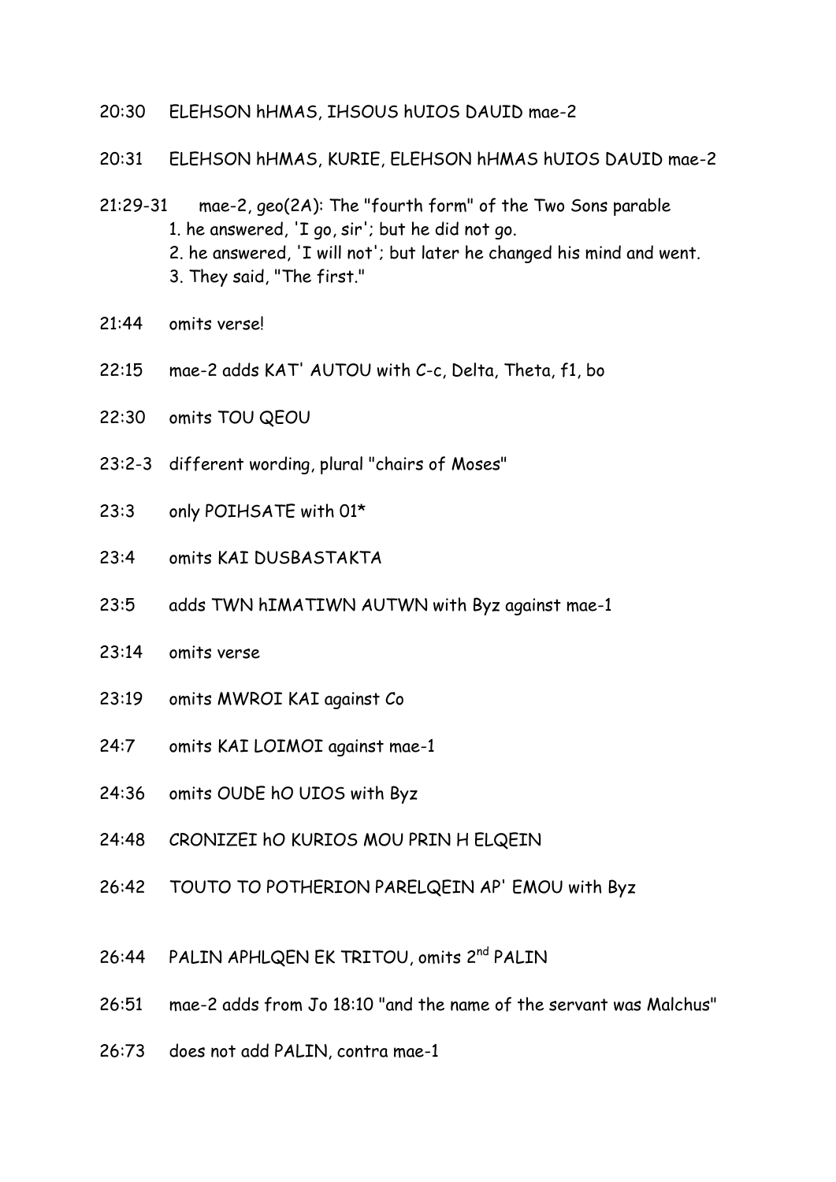20:30 ELEHSON hHMAS, IHSOUS hUIOS DAUID mae-2

20:31 ELEHSON hHMAS, KURIE, ELEHSON hHMAS hUIOS DAUID mae-2

21:29-31 mae-2, geo(2A): The "fourth form" of the Two Sons parable
1. he answered, 'I go, sir'; but he did not go.
2. he answered, 'I will not'; but later he changed his mind and went.
3. They said, "The first."

21:44 omits verse!

22:15 mae-2 adds KAT' AUTOU with C-c, Delta, Theta, f1, bo

22:30 omits TOU QEOU

23:2-3 different wording, plural "chairs of Moses"

23:3 only POIHSATE with 01*

23:4 omits KAI DUSBASTAKTA

23:5 adds TWN hIMATIWN AUTWN with Byz against mae-1

23:14 omits verse

23:19 omits MWROI KAI against Co

24:7 omits KAI LOIMOI against mae-1

24:36 omits OUDE hO UIOS with Byz

24:48 CRONIZEI hO KURIOS MOU PRIN H ELQEIN

26:42 TOUTO TO POTHERION PARELQEIN AP' EMOU with Byz

26:44 PALIN APHLQEN EK TRITOU, omits 2nd PALIN

26:51 mae-2 adds from Jo 18:10 "and the name of the servant was Malchus"

26:73 does not add PALIN, contra mae-1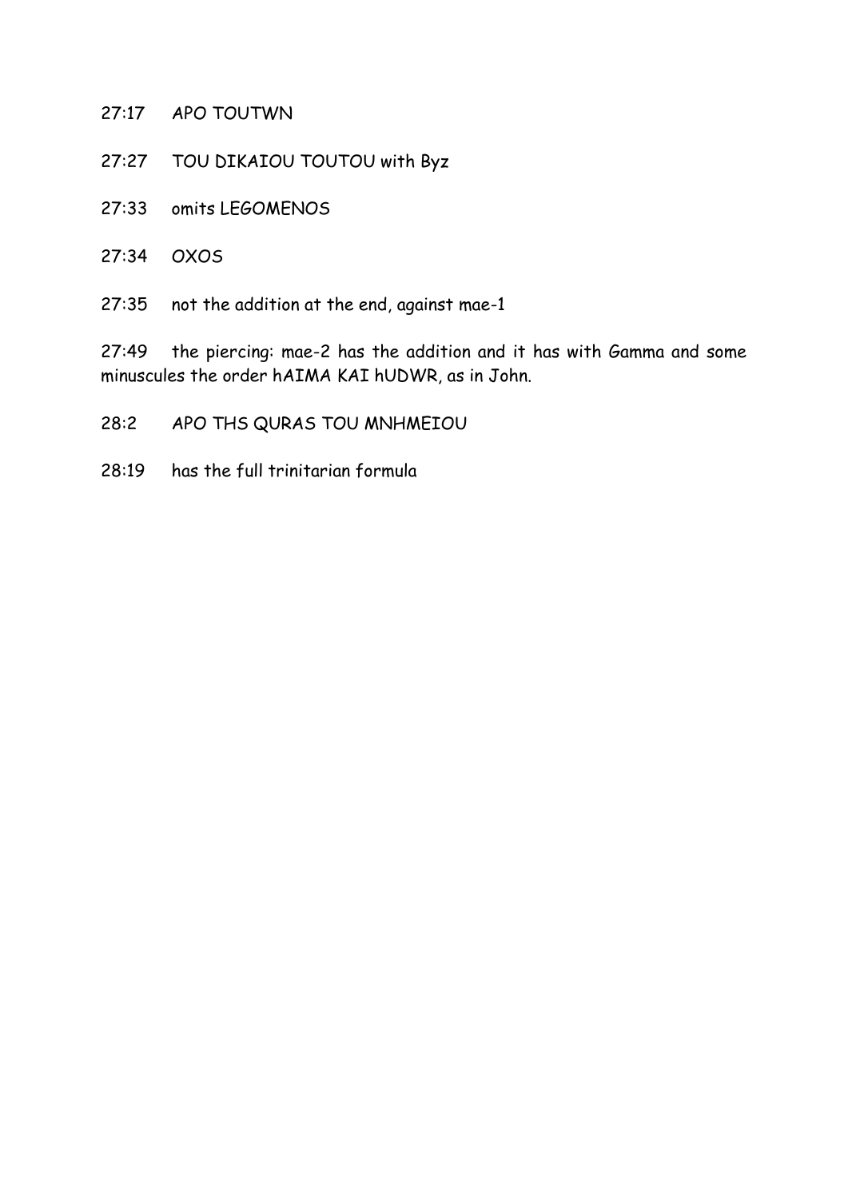27:17 APO TOUTWN

27:27 TOU DIKAIOU TOUTOU with Byz

27:33 omits LEGOMENOS

27:34 OXOS

27:35 not the addition at the end, against mae-1

27:49 the piercing: mae-2 has the addition and it has with Gamma and some minuscules the order hAIMA KAI hUDWR, as in John.

28:2 APO THS QURAS TOU MNHMEIOU

28:19 has the full trinitarian formula